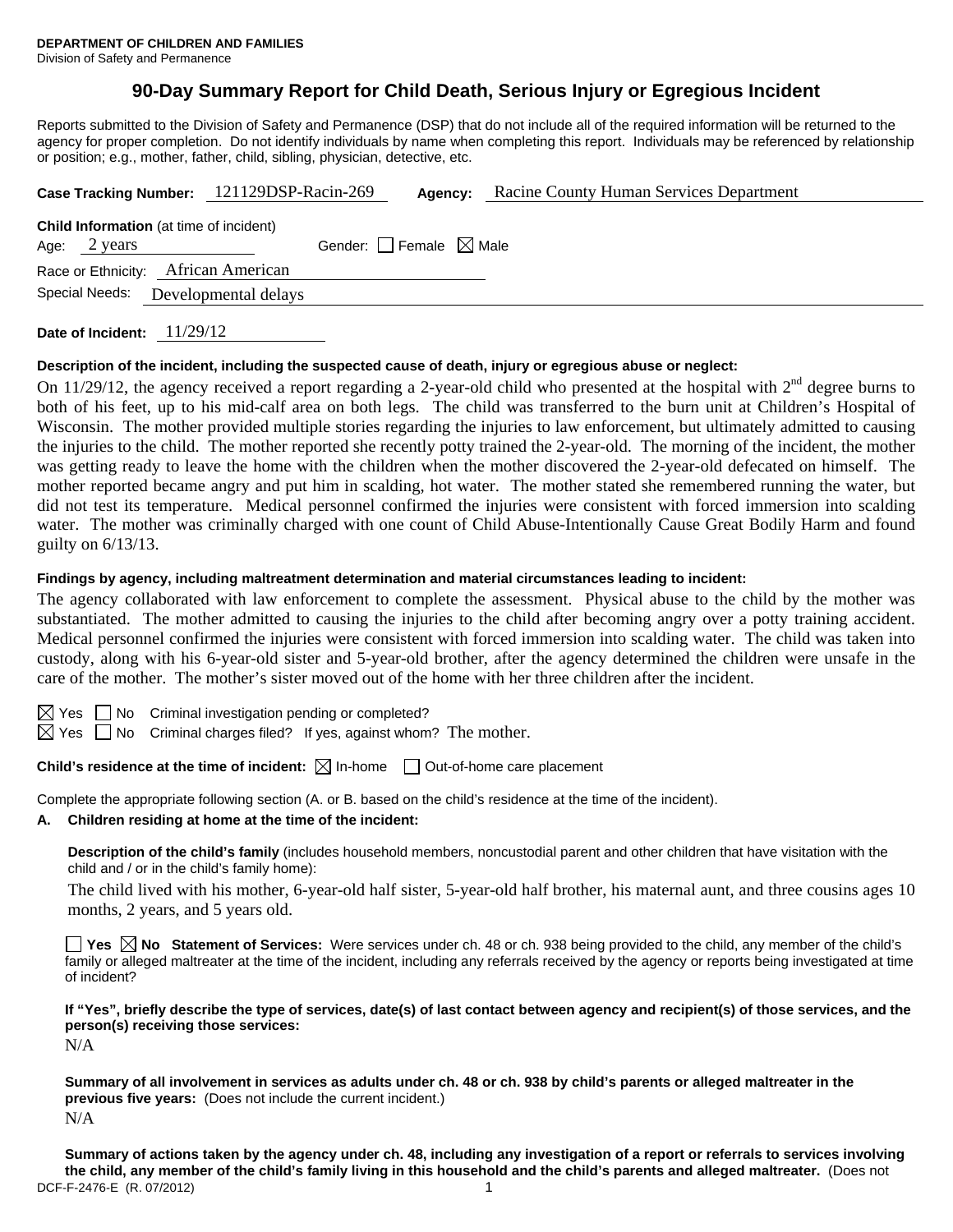**DEPARTMENT OF CHILDREN AND FAMILIES**
Division of Safety and Permanence

# 90-Day Summary Report for Child Death, Serious Injury or Egregious Incident

Reports submitted to the Division of Safety and Permanence (DSP) that do not include all of the required information will be returned to the agency for proper completion. Do not identify individuals by name when completing this report. Individuals may be referenced by relationship or position; e.g., mother, father, child, sibling, physician, detective, etc.

**Case Tracking Number:** 121129DSP-Racin-269 **Agency:** Racine County Human Services Department

**Child Information** (at time of incident)
Age: 2 years Gender: ☐ Female ☒ Male
Race or Ethnicity: African American
Special Needs: Developmental delays

**Date of Incident:** 11/29/12

**Description of the incident, including the suspected cause of death, injury or egregious abuse or neglect:**

On 11/29/12, the agency received a report regarding a 2-year-old child who presented at the hospital with 2nd degree burns to both of his feet, up to his mid-calf area on both legs. The child was transferred to the burn unit at Children's Hospital of Wisconsin. The mother provided multiple stories regarding the injuries to law enforcement, but ultimately admitted to causing the injuries to the child. The mother reported she recently potty trained the 2-year-old. The morning of the incident, the mother was getting ready to leave the home with the children when the mother discovered the 2-year-old defecated on himself. The mother reported became angry and put him in scalding, hot water. The mother stated she remembered running the water, but did not test its temperature. Medical personnel confirmed the injuries were consistent with forced immersion into scalding water. The mother was criminally charged with one count of Child Abuse-Intentionally Cause Great Bodily Harm and found guilty on 6/13/13.

**Findings by agency, including maltreatment determination and material circumstances leading to incident:**

The agency collaborated with law enforcement to complete the assessment. Physical abuse to the child by the mother was substantiated. The mother admitted to causing the injuries to the child after becoming angry over a potty training accident. Medical personnel confirmed the injuries were consistent with forced immersion into scalding water. The child was taken into custody, along with his 6-year-old sister and 5-year-old brother, after the agency determined the children were unsafe in the care of the mother. The mother's sister moved out of the home with her three children after the incident.

☒ Yes ☐ No Criminal investigation pending or completed?
☒ Yes ☐ No Criminal charges filed? If yes, against whom? The mother.

**Child's residence at the time of incident:** ☒ In-home ☐ Out-of-home care placement

Complete the appropriate following section (A. or B. based on the child's residence at the time of the incident).

**A. Children residing at home at the time of the incident:**

**Description of the child's family** (includes household members, noncustodial parent and other children that have visitation with the child and / or in the child's family home):

The child lived with his mother, 6-year-old half sister, 5-year-old half brother, his maternal aunt, and three cousins ages 10 months, 2 years, and 5 years old.

☐ **Yes** ☒ **No Statement of Services:** Were services under ch. 48 or ch. 938 being provided to the child, any member of the child's family or alleged maltreater at the time of the incident, including any referrals received by the agency or reports being investigated at time of incident?

**If "Yes", briefly describe the type of services, date(s) of last contact between agency and recipient(s) of those services, and the person(s) receiving those services:**

N/A

**Summary of all involvement in services as adults under ch. 48 or ch. 938 by child's parents or alleged maltreater in the previous five years:** (Does not include the current incident.)

N/A

**Summary of actions taken by the agency under ch. 48, including any investigation of a report or referrals to services involving the child, any member of the child's family living in this household and the child's parents and alleged maltreater.** (Does not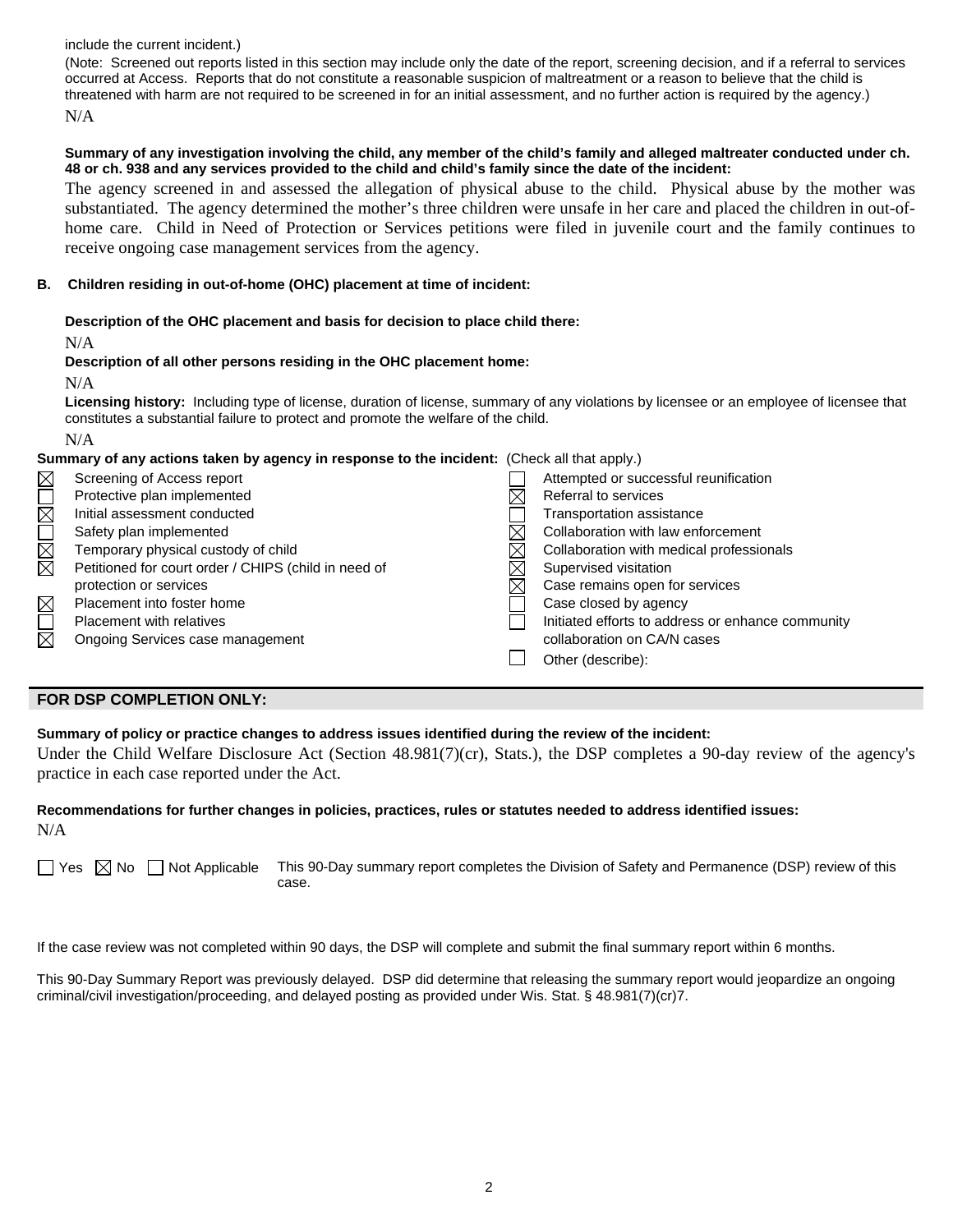include the current incident.)

(Note: Screened out reports listed in this section may include only the date of the report, screening decision, and if a referral to services occurred at Access. Reports that do not constitute a reasonable suspicion of maltreatment or a reason to believe that the child is threatened with harm are not required to be screened in for an initial assessment, and no further action is required by the agency.)

N/A

**Summary of any investigation involving the child, any member of the child's family and alleged maltreater conducted under ch. 48 or ch. 938 and any services provided to the child and child's family since the date of the incident:**

The agency screened in and assessed the allegation of physical abuse to the child. Physical abuse by the mother was substantiated. The agency determined the mother's three children were unsafe in her care and placed the children in out-of-home care. Child in Need of Protection or Services petitions were filed in juvenile court and the family continues to receive ongoing case management services from the agency.

**B. Children residing in out-of-home (OHC) placement at time of incident:**

**Description of the OHC placement and basis for decision to place child there:**

N/A

**Description of all other persons residing in the OHC placement home:**

N/A

**Licensing history:** Including type of license, duration of license, summary of any violations by licensee or an employee of licensee that constitutes a substantial failure to protect and promote the welfare of the child.

N/A

**Summary of any actions taken by agency in response to the incident:** (Check all that apply.)

- ☒ Screening of Access report
- ☐ Protective plan implemented
- ☒ Initial assessment conducted
- ☐ Safety plan implemented
- ☒ Temporary physical custody of child
- ☒ Petitioned for court order / CHIPS (child in need of protection or services
- ☒ Placement into foster home
- ☐ Placement with relatives
- ☒ Ongoing Services case management
- ☐ Attempted or successful reunification
- ☒ Referral to services
- ☐ Transportation assistance
- ☒ Collaboration with law enforcement
- ☒ Collaboration with medical professionals
- ☒ Supervised visitation
- ☒ Case remains open for services
- ☐ Case closed by agency
- ☐ Initiated efforts to address or enhance community collaboration on CA/N cases
- ☐ Other (describe):

## FOR DSP COMPLETION ONLY:

**Summary of policy or practice changes to address issues identified during the review of the incident:**

Under the Child Welfare Disclosure Act (Section 48.981(7)(cr), Stats.), the DSP completes a 90-day review of the agency's practice in each case reported under the Act.

**Recommendations for further changes in policies, practices, rules or statutes needed to address identified issues:**

N/A

☐ Yes ☒ No ☐ Not Applicable — This 90-Day summary report completes the Division of Safety and Permanence (DSP) review of this case.

If the case review was not completed within 90 days, the DSP will complete and submit the final summary report within 6 months.

This 90-Day Summary Report was previously delayed. DSP did determine that releasing the summary report would jeopardize an ongoing criminal/civil investigation/proceeding, and delayed posting as provided under Wis. Stat. § 48.981(7)(cr)7.